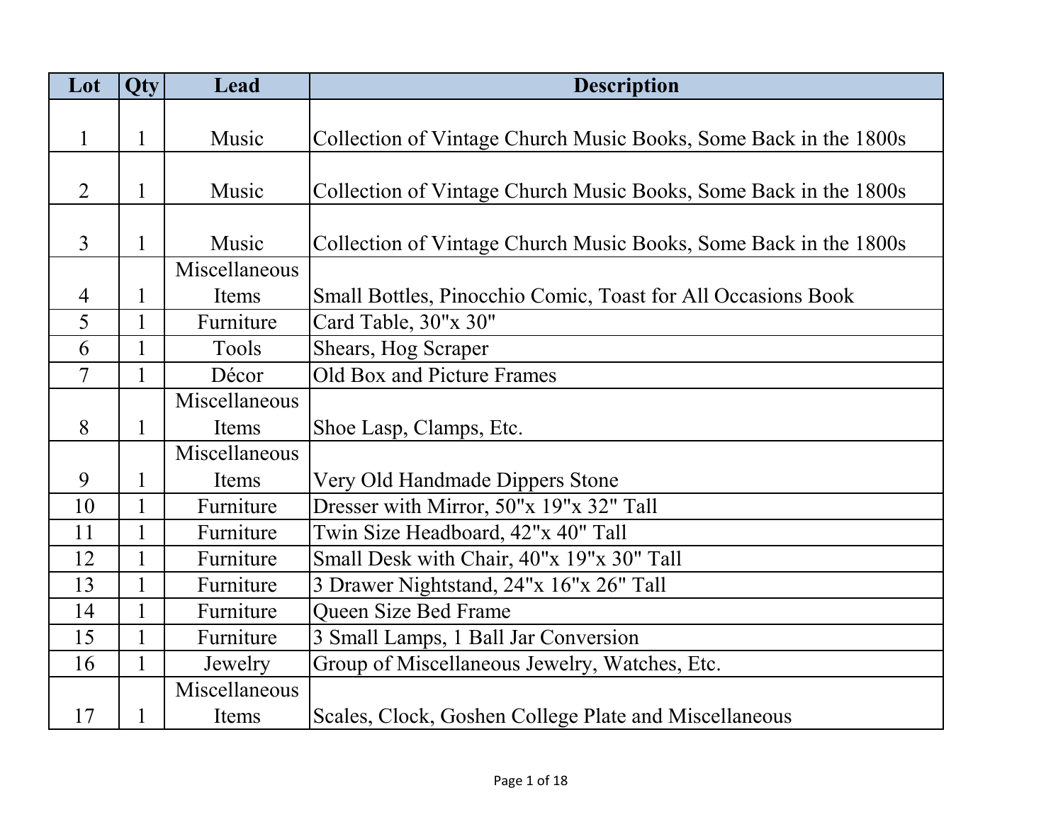| Lot | Qty | Lead | Description |
|---|---|---|---|
| 1 | 1 | Music | Collection of Vintage Church Music Books, Some Back in the 1800s |
| 2 | 1 | Music | Collection of Vintage Church Music Books, Some Back in the 1800s |
| 3 | 1 | Music | Collection of Vintage Church Music Books, Some Back in the 1800s |
| 4 | 1 | Miscellaneous Items | Small Bottles, Pinocchio Comic, Toast for All Occasions Book |
| 5 | 1 | Furniture | Card Table, 30"x 30" |
| 6 | 1 | Tools | Shears, Hog Scraper |
| 7 | 1 | Décor | Old Box and Picture Frames |
| 8 | 1 | Miscellaneous Items | Shoe Lasp, Clamps, Etc. |
| 9 | 1 | Miscellaneous Items | Very Old Handmade Dippers Stone |
| 10 | 1 | Furniture | Dresser with Mirror, 50"x 19"x 32" Tall |
| 11 | 1 | Furniture | Twin Size Headboard, 42"x 40" Tall |
| 12 | 1 | Furniture | Small Desk with Chair, 40"x 19"x 30" Tall |
| 13 | 1 | Furniture | 3 Drawer Nightstand, 24"x 16"x 26" Tall |
| 14 | 1 | Furniture | Queen Size Bed Frame |
| 15 | 1 | Furniture | 3 Small Lamps, 1 Ball Jar Conversion |
| 16 | 1 | Jewelry | Group of Miscellaneous Jewelry, Watches, Etc. |
| 17 | 1 | Miscellaneous Items | Scales, Clock, Goshen College Plate and Miscellaneous |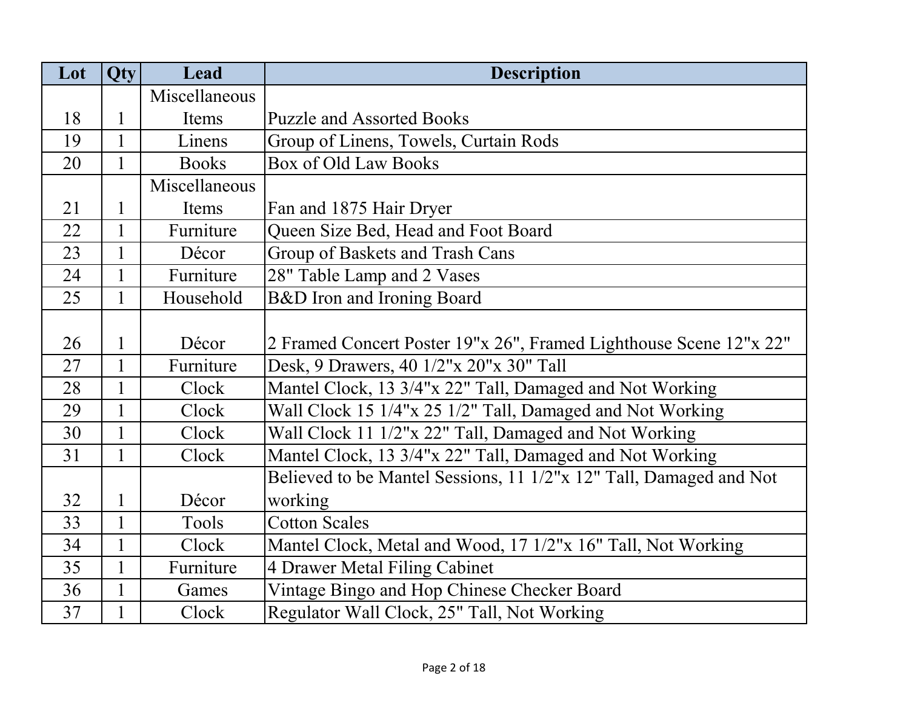| Lot | Qty | Lead | Description |
| --- | --- | --- | --- |
| 18 | 1 | Miscellaneous Items | Puzzle and Assorted Books |
| 19 | 1 | Linens | Group of Linens, Towels, Curtain Rods |
| 20 | 1 | Books | Box of Old Law Books |
| 21 | 1 | Miscellaneous Items | Fan and 1875 Hair Dryer |
| 22 | 1 | Furniture | Queen Size Bed, Head and Foot Board |
| 23 | 1 | Décor | Group of Baskets and Trash Cans |
| 24 | 1 | Furniture | 28" Table Lamp and 2 Vases |
| 25 | 1 | Household | B&D Iron and Ironing Board |
| 26 | 1 | Décor | 2 Framed Concert Poster 19"x 26", Framed Lighthouse Scene 12"x 22" |
| 27 | 1 | Furniture | Desk, 9 Drawers, 40 1/2"x 20"x 30" Tall |
| 28 | 1 | Clock | Mantel Clock, 13 3/4"x 22" Tall, Damaged and Not Working |
| 29 | 1 | Clock | Wall Clock 15 1/4"x 25 1/2" Tall, Damaged and Not Working |
| 30 | 1 | Clock | Wall Clock 11 1/2"x 22" Tall, Damaged and Not Working |
| 31 | 1 | Clock | Mantel Clock, 13 3/4"x 22" Tall, Damaged and Not Working |
| 32 | 1 | Décor | Believed to be Mantel Sessions, 11 1/2"x 12" Tall, Damaged and Not working |
| 33 | 1 | Tools | Cotton Scales |
| 34 | 1 | Clock | Mantel Clock, Metal and Wood, 17 1/2"x 16" Tall, Not Working |
| 35 | 1 | Furniture | 4 Drawer Metal Filing Cabinet |
| 36 | 1 | Games | Vintage Bingo and Hop Chinese Checker Board |
| 37 | 1 | Clock | Regulator Wall Clock, 25" Tall, Not Working |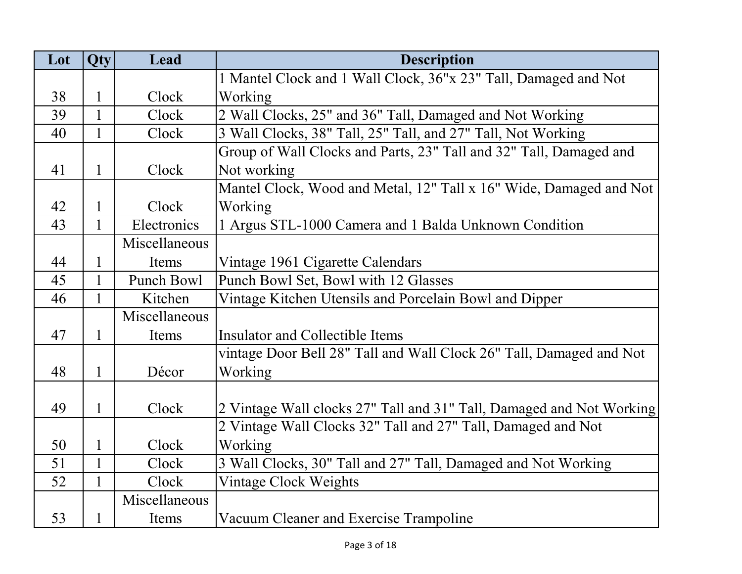| Lot | Qty | Lead | Description |
|---|---|---|---|
| 38 | 1 | Clock | 1 Mantel Clock and 1 Wall Clock, 36"x 23" Tall, Damaged and Not Working |
| 39 | 1 | Clock | 2 Wall Clocks, 25" and 36" Tall, Damaged and Not Working |
| 40 | 1 | Clock | 3 Wall Clocks, 38" Tall, 25" Tall, and 27" Tall, Not Working |
| 41 | 1 | Clock | Group of Wall Clocks and Parts, 23" Tall and 32" Tall, Damaged and Not working |
| 42 | 1 | Clock | Mantel Clock, Wood and Metal, 12" Tall x 16" Wide, Damaged and Not Working |
| 43 | 1 | Electronics | 1 Argus STL-1000 Camera and 1 Balda Unknown Condition |
| 44 | 1 | Miscellaneous Items | Vintage 1961 Cigarette Calendars |
| 45 | 1 | Punch Bowl | Punch Bowl Set, Bowl with 12 Glasses |
| 46 | 1 | Kitchen | Vintage Kitchen Utensils and Porcelain Bowl and Dipper |
| 47 | 1 | Miscellaneous Items | Insulator and Collectible Items |
| 48 | 1 | Décor | vintage Door Bell 28" Tall and Wall Clock 26" Tall, Damaged and Not Working |
| 49 | 1 | Clock | 2 Vintage Wall clocks 27" Tall and 31" Tall, Damaged and Not Working |
| 50 | 1 | Clock | 2 Vintage Wall Clocks 32" Tall and 27" Tall, Damaged and Not Working |
| 51 | 1 | Clock | 3 Wall Clocks, 30" Tall and 27" Tall, Damaged and Not Working |
| 52 | 1 | Clock | Vintage Clock Weights |
| 53 | 1 | Miscellaneous Items | Vacuum Cleaner and Exercise Trampoline |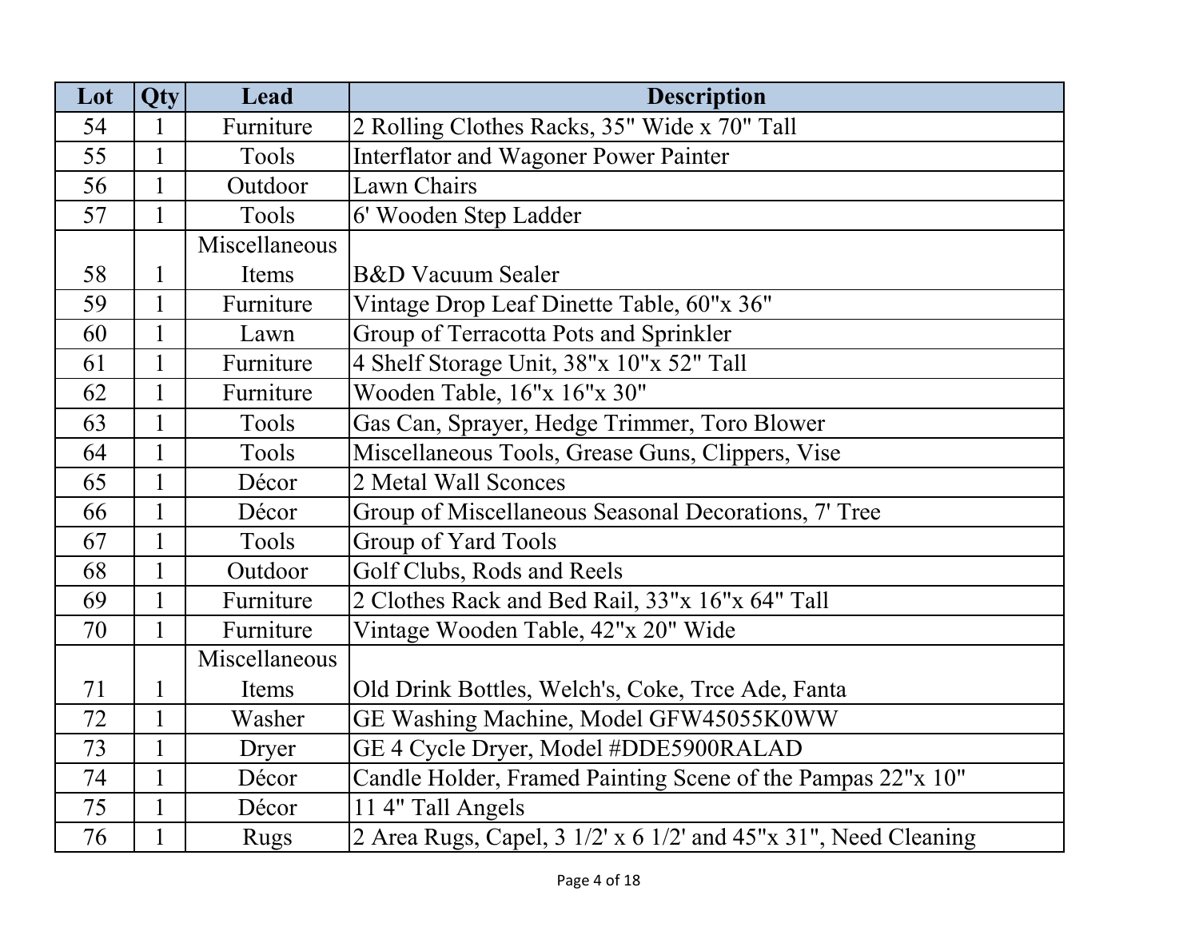| Lot | Qty | Lead | Description |
|---|---|---|---|
| 54 | 1 | Furniture | 2 Rolling Clothes Racks, 35" Wide x 70" Tall |
| 55 | 1 | Tools | Interflator and Wagoner Power Painter |
| 56 | 1 | Outdoor | Lawn Chairs |
| 57 | 1 | Tools | 6' Wooden Step Ladder |
| 58 | 1 | Miscellaneous Items | B&D Vacuum Sealer |
| 59 | 1 | Furniture | Vintage Drop Leaf Dinette Table, 60"x 36" |
| 60 | 1 | Lawn | Group of Terracotta Pots and Sprinkler |
| 61 | 1 | Furniture | 4 Shelf Storage Unit, 38"x 10"x 52" Tall |
| 62 | 1 | Furniture | Wooden Table, 16"x 16"x 30" |
| 63 | 1 | Tools | Gas Can, Sprayer, Hedge Trimmer, Toro Blower |
| 64 | 1 | Tools | Miscellaneous Tools, Grease Guns, Clippers, Vise |
| 65 | 1 | Décor | 2 Metal Wall Sconces |
| 66 | 1 | Décor | Group of Miscellaneous Seasonal Decorations, 7' Tree |
| 67 | 1 | Tools | Group of Yard Tools |
| 68 | 1 | Outdoor | Golf Clubs, Rods and Reels |
| 69 | 1 | Furniture | 2 Clothes Rack and Bed Rail, 33"x 16"x 64" Tall |
| 70 | 1 | Furniture | Vintage Wooden Table, 42"x 20" Wide |
| 71 | 1 | Miscellaneous Items | Old Drink Bottles, Welch's, Coke, Trce Ade, Fanta |
| 72 | 1 | Washer | GE Washing Machine, Model GFW45055K0WW |
| 73 | 1 | Dryer | GE 4 Cycle Dryer, Model #DDE5900RALAD |
| 74 | 1 | Décor | Candle Holder, Framed Painting Scene of the Pampas 22"x 10" |
| 75 | 1 | Décor | 11 4" Tall Angels |
| 76 | 1 | Rugs | 2 Area Rugs, Capel, 3 1/2' x 6 1/2' and 45"x 31", Need Cleaning |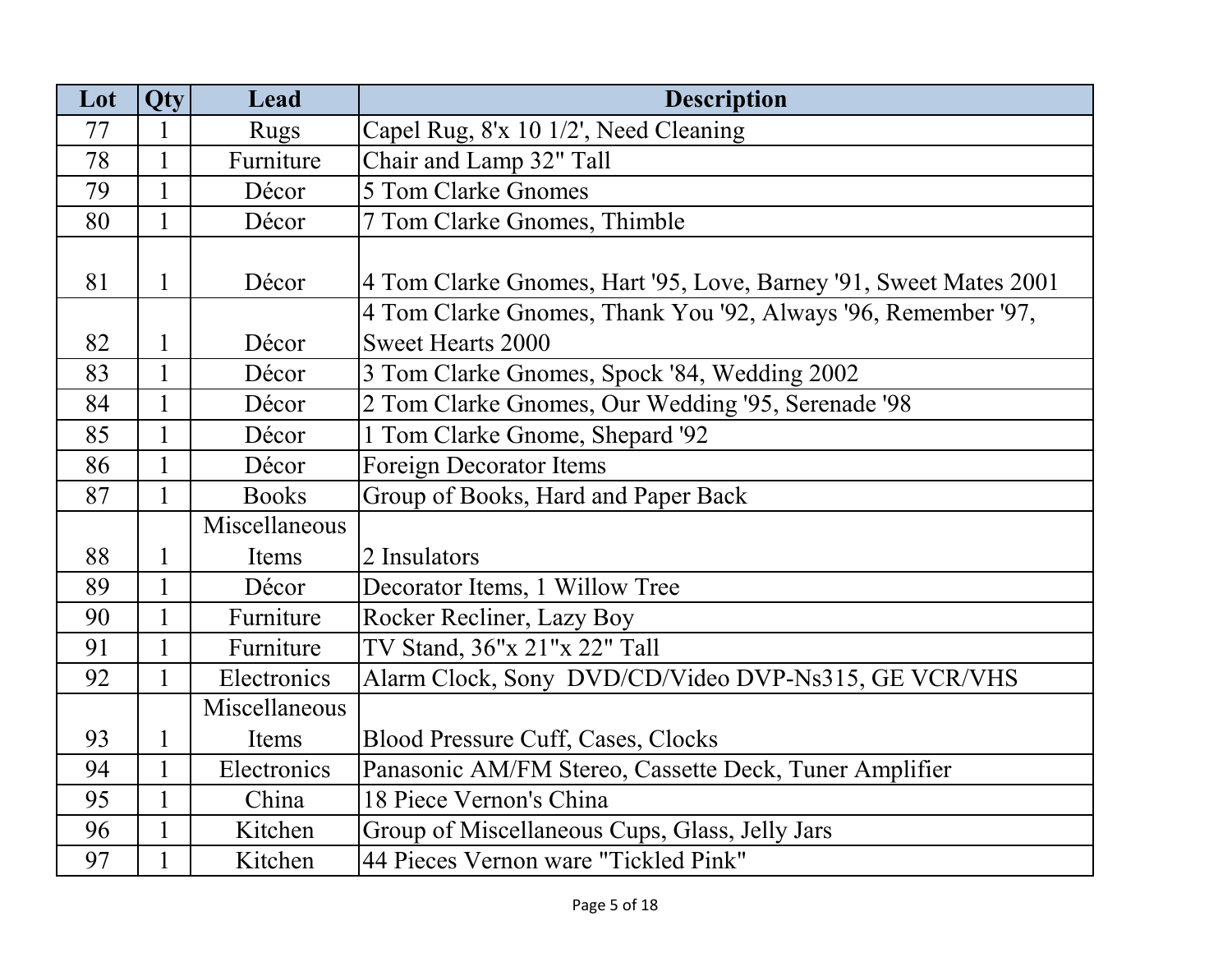| Lot | Qty | Lead | Description |
|---|---|---|---|
| 77 | 1 | Rugs | Capel Rug, 8'x 10 1/2', Need Cleaning |
| 78 | 1 | Furniture | Chair and Lamp 32" Tall |
| 79 | 1 | Décor | 5 Tom Clarke Gnomes |
| 80 | 1 | Décor | 7 Tom Clarke Gnomes, Thimble |
| 81 | 1 | Décor | 4 Tom Clarke Gnomes, Hart '95, Love, Barney '91, Sweet Mates 2001 |
| 82 | 1 | Décor | 4 Tom Clarke Gnomes, Thank You '92, Always '96, Remember '97, Sweet Hearts 2000 |
| 83 | 1 | Décor | 3 Tom Clarke Gnomes, Spock '84, Wedding 2002 |
| 84 | 1 | Décor | 2 Tom Clarke Gnomes, Our Wedding '95, Serenade '98 |
| 85 | 1 | Décor | 1 Tom Clarke Gnome, Shepard '92 |
| 86 | 1 | Décor | Foreign Decorator Items |
| 87 | 1 | Books | Group of Books, Hard and Paper Back |
| 88 | 1 | Miscellaneous Items | 2 Insulators |
| 89 | 1 | Décor | Decorator Items, 1 Willow Tree |
| 90 | 1 | Furniture | Rocker Recliner, Lazy Boy |
| 91 | 1 | Furniture | TV Stand, 36"x 21"x 22" Tall |
| 92 | 1 | Electronics | Alarm Clock, Sony DVD/CD/Video DVP-Ns315, GE VCR/VHS |
| 93 | 1 | Miscellaneous Items | Blood Pressure Cuff, Cases, Clocks |
| 94 | 1 | Electronics | Panasonic AM/FM Stereo, Cassette Deck, Tuner Amplifier |
| 95 | 1 | China | 18 Piece Vernon's China |
| 96 | 1 | Kitchen | Group of Miscellaneous Cups, Glass, Jelly Jars |
| 97 | 1 | Kitchen | 44 Pieces Vernon ware "Tickled Pink" |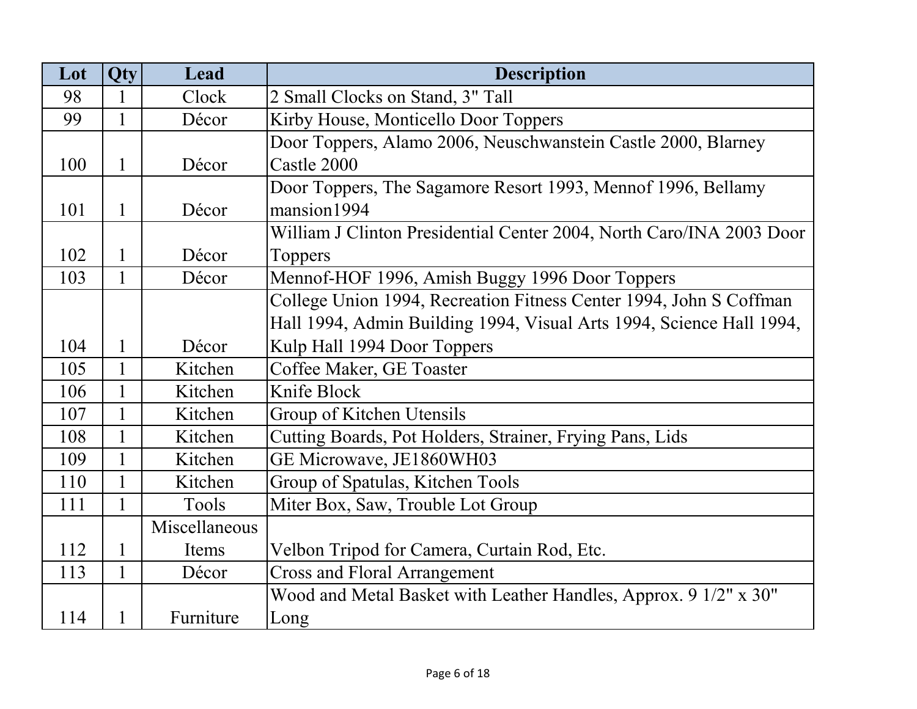| Lot | Qty | Lead | Description |
|---|---|---|---|
| 98 | 1 | Clock | 2 Small Clocks on Stand, 3" Tall |
| 99 | 1 | Décor | Kirby House, Monticello Door Toppers |
| 100 | 1 | Décor | Door Toppers, Alamo 2006, Neuschwanstein Castle 2000, Blarney Castle 2000 |
| 101 | 1 | Décor | Door Toppers, The Sagamore Resort 1993, Mennof 1996, Bellamy mansion1994 |
| 102 | 1 | Décor | William J Clinton Presidential Center 2004, North Caro/INA 2003 Door Toppers |
| 103 | 1 | Décor | Mennof-HOF 1996, Amish Buggy 1996 Door Toppers |
| 104 | 1 | Décor | College Union 1994, Recreation Fitness Center 1994, John S Coffman Hall 1994, Admin Building 1994, Visual Arts 1994, Science Hall 1994, Kulp Hall 1994 Door Toppers |
| 105 | 1 | Kitchen | Coffee Maker, GE Toaster |
| 106 | 1 | Kitchen | Knife Block |
| 107 | 1 | Kitchen | Group of Kitchen Utensils |
| 108 | 1 | Kitchen | Cutting Boards, Pot Holders, Strainer, Frying Pans, Lids |
| 109 | 1 | Kitchen | GE Microwave, JE1860WH03 |
| 110 | 1 | Kitchen | Group of Spatulas, Kitchen Tools |
| 111 | 1 | Tools | Miter Box, Saw, Trouble Lot Group |
| 112 | 1 | Miscellaneous Items | Velbon Tripod for Camera, Curtain Rod, Etc. |
| 113 | 1 | Décor | Cross and Floral Arrangement |
| 114 | 1 | Furniture | Wood and Metal Basket with Leather Handles, Approx. 9 1/2" x 30" Long |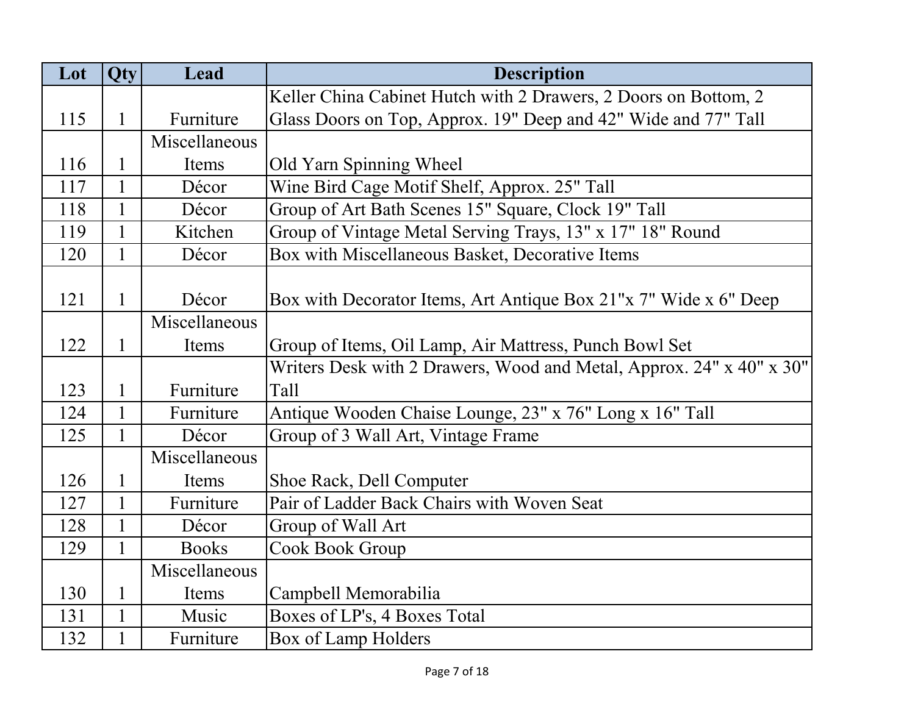| Lot | Qty | Lead | Description |
|---|---|---|---|
| 115 | 1 | Furniture | Keller China Cabinet Hutch with 2 Drawers, 2 Doors on Bottom, 2 Glass Doors on Top, Approx. 19" Deep and 42" Wide and 77" Tall |
| 116 | 1 | Miscellaneous Items | Old Yarn Spinning Wheel |
| 117 | 1 | Décor | Wine Bird Cage Motif Shelf, Approx. 25" Tall |
| 118 | 1 | Décor | Group of Art Bath Scenes 15" Square, Clock 19" Tall |
| 119 | 1 | Kitchen | Group of Vintage Metal Serving Trays, 13" x 17" 18" Round |
| 120 | 1 | Décor | Box with Miscellaneous Basket, Decorative Items |
| 121 | 1 | Décor | Box with Decorator Items, Art Antique Box 21"x 7" Wide x 6" Deep |
| 122 | 1 | Miscellaneous Items | Group of Items, Oil Lamp, Air Mattress, Punch Bowl Set |
| 123 | 1 | Furniture | Writers Desk with 2 Drawers, Wood and Metal, Approx. 24" x 40" x 30" Tall |
| 124 | 1 | Furniture | Antique Wooden Chaise Lounge, 23" x 76" Long x 16" Tall |
| 125 | 1 | Décor | Group of 3 Wall Art, Vintage Frame |
| 126 | 1 | Miscellaneous Items | Shoe Rack, Dell Computer |
| 127 | 1 | Furniture | Pair of Ladder Back Chairs with Woven Seat |
| 128 | 1 | Décor | Group of Wall Art |
| 129 | 1 | Books | Cook Book Group |
| 130 | 1 | Miscellaneous Items | Campbell Memorabilia |
| 131 | 1 | Music | Boxes of LP's, 4 Boxes Total |
| 132 | 1 | Furniture | Box of Lamp Holders |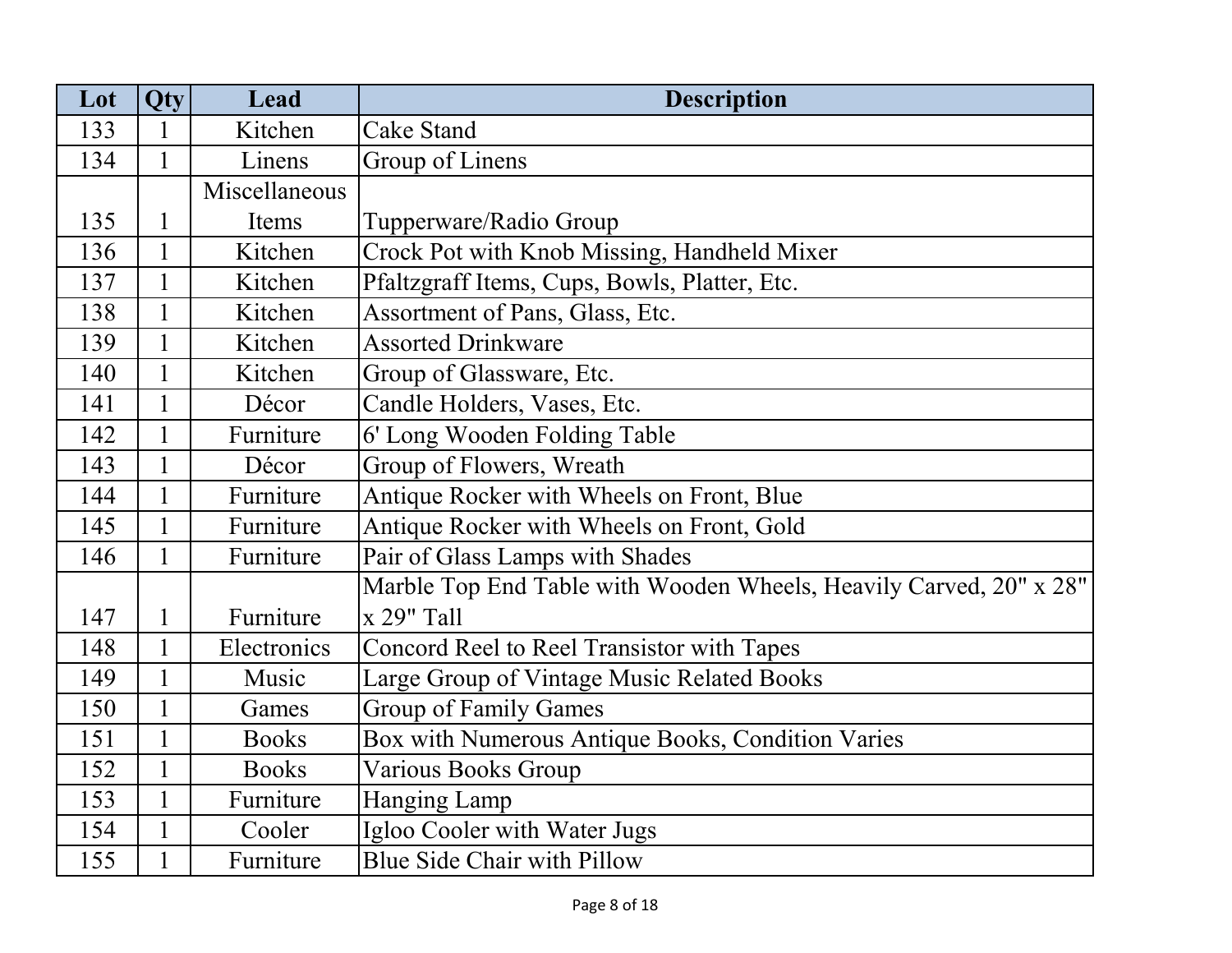| Lot | Qty | Lead | Description |
|---|---|---|---|
| 133 | 1 | Kitchen | Cake Stand |
| 134 | 1 | Linens | Group of Linens |
| 135 | 1 | Miscellaneous Items | Tupperware/Radio Group |
| 136 | 1 | Kitchen | Crock Pot with Knob Missing, Handheld Mixer |
| 137 | 1 | Kitchen | Pfaltzgraff Items, Cups, Bowls, Platter, Etc. |
| 138 | 1 | Kitchen | Assortment of Pans, Glass, Etc. |
| 139 | 1 | Kitchen | Assorted Drinkware |
| 140 | 1 | Kitchen | Group of Glassware, Etc. |
| 141 | 1 | Décor | Candle Holders, Vases, Etc. |
| 142 | 1 | Furniture | 6' Long Wooden Folding Table |
| 143 | 1 | Décor | Group of Flowers, Wreath |
| 144 | 1 | Furniture | Antique Rocker with Wheels on Front, Blue |
| 145 | 1 | Furniture | Antique Rocker with Wheels on Front, Gold |
| 146 | 1 | Furniture | Pair of Glass Lamps with Shades |
| 147 | 1 | Furniture | Marble Top End Table with Wooden Wheels, Heavily Carved, 20" x 28" x 29" Tall |
| 148 | 1 | Electronics | Concord Reel to Reel Transistor with Tapes |
| 149 | 1 | Music | Large Group of Vintage Music Related Books |
| 150 | 1 | Games | Group of Family Games |
| 151 | 1 | Books | Box with Numerous Antique Books, Condition Varies |
| 152 | 1 | Books | Various Books Group |
| 153 | 1 | Furniture | Hanging Lamp |
| 154 | 1 | Cooler | Igloo Cooler with Water Jugs |
| 155 | 1 | Furniture | Blue Side Chair with Pillow |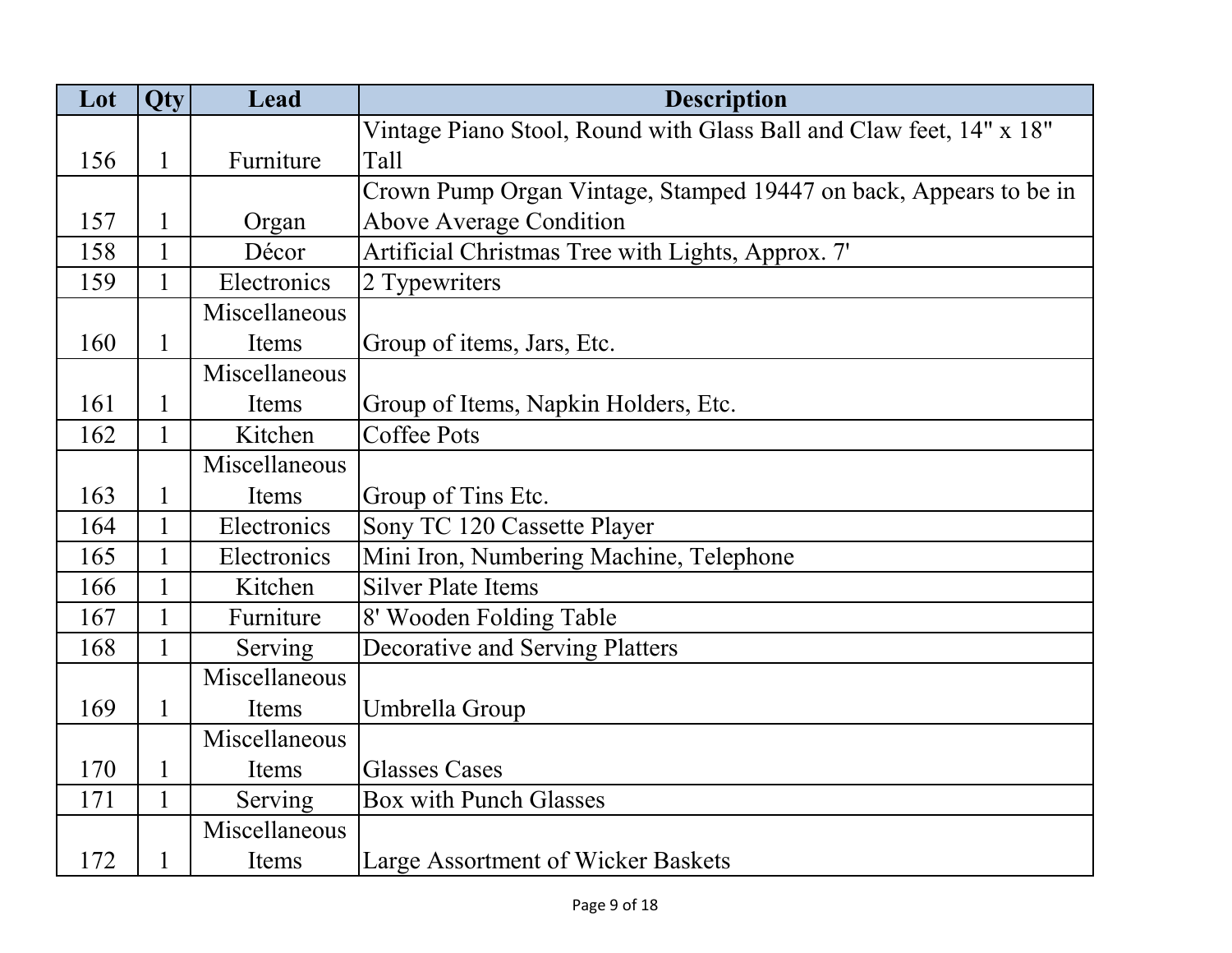| Lot | Qty | Lead | Description |
|---|---|---|---|
| 156 | 1 | Furniture | Vintage Piano Stool, Round with Glass Ball and Claw feet, 14" x 18" Tall |
| 157 | 1 | Organ | Crown Pump Organ Vintage, Stamped 19447 on back, Appears to be in Above Average Condition |
| 158 | 1 | Décor | Artificial Christmas Tree with Lights, Approx. 7' |
| 159 | 1 | Electronics | 2 Typewriters |
| 160 | 1 | Miscellaneous Items | Group of items, Jars, Etc. |
| 161 | 1 | Miscellaneous Items | Group of Items, Napkin Holders, Etc. |
| 162 | 1 | Kitchen | Coffee Pots |
| 163 | 1 | Miscellaneous Items | Group of Tins Etc. |
| 164 | 1 | Electronics | Sony TC 120 Cassette Player |
| 165 | 1 | Electronics | Mini Iron, Numbering Machine, Telephone |
| 166 | 1 | Kitchen | Silver Plate Items |
| 167 | 1 | Furniture | 8' Wooden Folding Table |
| 168 | 1 | Serving | Decorative and Serving Platters |
| 169 | 1 | Miscellaneous Items | Umbrella Group |
| 170 | 1 | Miscellaneous Items | Glasses Cases |
| 171 | 1 | Serving | Box with Punch Glasses |
| 172 | 1 | Miscellaneous Items | Large Assortment of Wicker Baskets |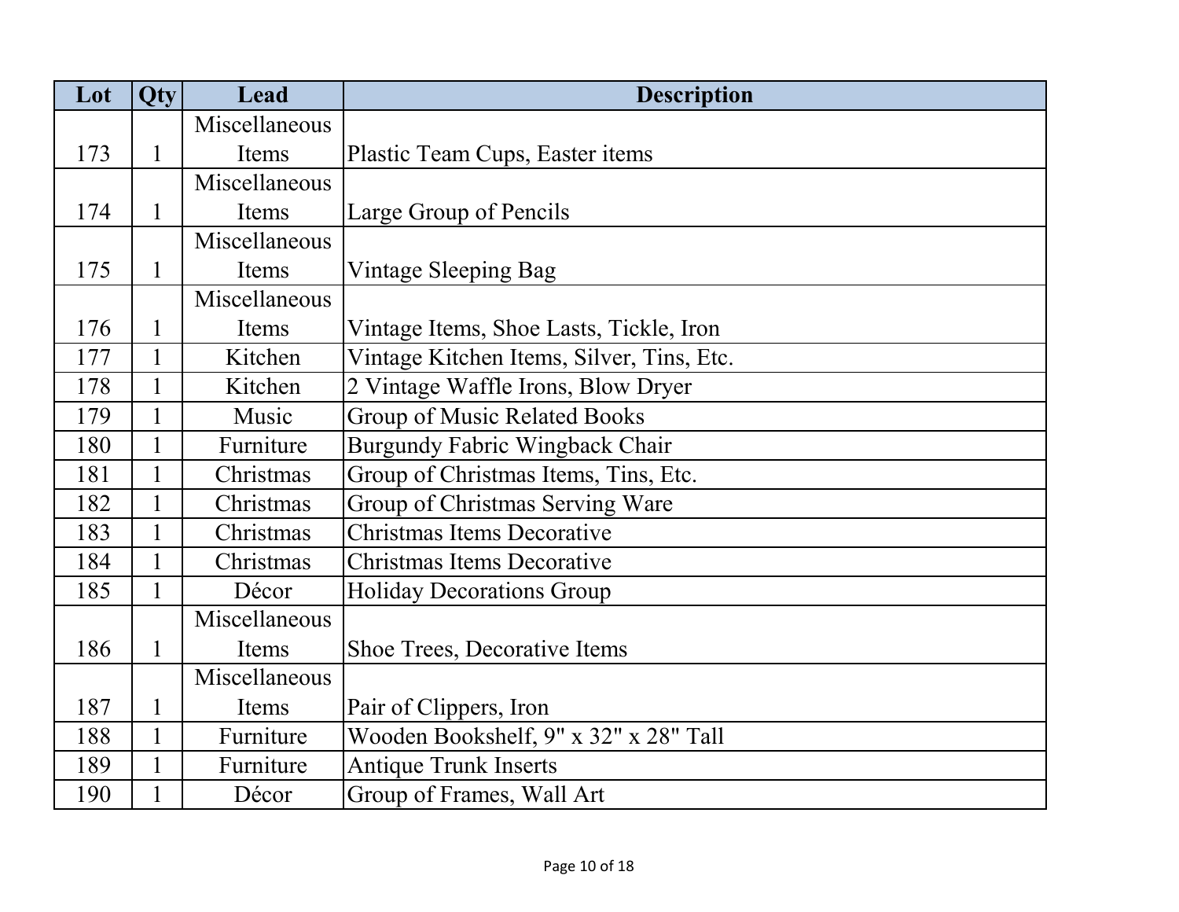| Lot | Qty | Lead | Description |
|---|---|---|---|
| 173 | 1 | Miscellaneous Items | Plastic Team Cups, Easter items |
| 174 | 1 | Miscellaneous Items | Large Group of Pencils |
| 175 | 1 | Miscellaneous Items | Vintage Sleeping Bag |
| 176 | 1 | Miscellaneous Items | Vintage Items, Shoe Lasts, Tickle, Iron |
| 177 | 1 | Kitchen | Vintage Kitchen Items, Silver, Tins, Etc. |
| 178 | 1 | Kitchen | 2 Vintage Waffle Irons, Blow Dryer |
| 179 | 1 | Music | Group of Music Related Books |
| 180 | 1 | Furniture | Burgundy Fabric Wingback Chair |
| 181 | 1 | Christmas | Group of Christmas Items, Tins, Etc. |
| 182 | 1 | Christmas | Group of Christmas Serving Ware |
| 183 | 1 | Christmas | Christmas Items Decorative |
| 184 | 1 | Christmas | Christmas Items Decorative |
| 185 | 1 | Décor | Holiday Decorations Group |
| 186 | 1 | Miscellaneous Items | Shoe Trees, Decorative Items |
| 187 | 1 | Miscellaneous Items | Pair of Clippers, Iron |
| 188 | 1 | Furniture | Wooden Bookshelf, 9" x 32" x 28" Tall |
| 189 | 1 | Furniture | Antique Trunk Inserts |
| 190 | 1 | Décor | Group of Frames, Wall Art |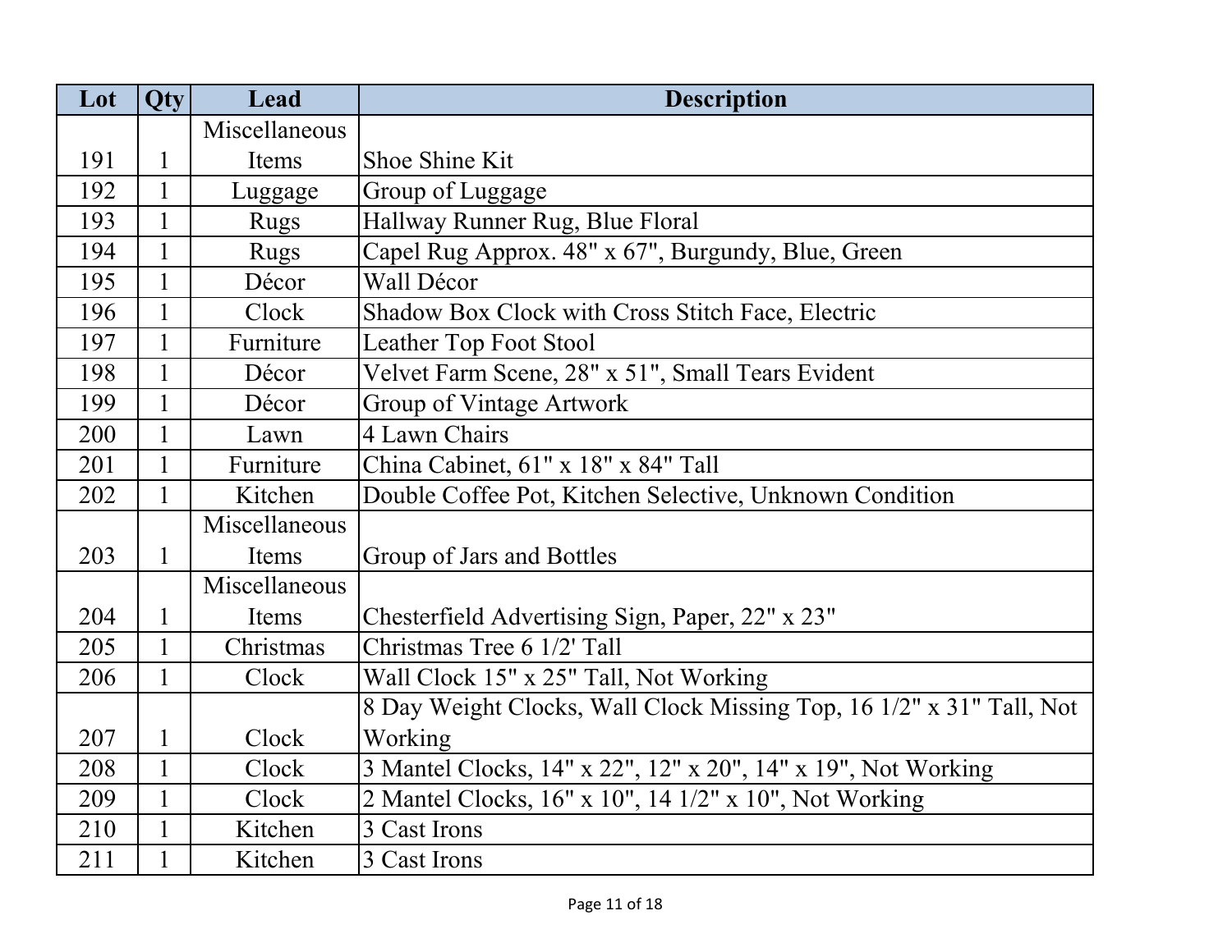| Lot | Qty | Lead | Description |
|---|---|---|---|
| 191 | 1 | Miscellaneous Items | Shoe Shine Kit |
| 192 | 1 | Luggage | Group of Luggage |
| 193 | 1 | Rugs | Hallway Runner Rug, Blue Floral |
| 194 | 1 | Rugs | Capel Rug Approx. 48" x 67", Burgundy, Blue, Green |
| 195 | 1 | Décor | Wall Décor |
| 196 | 1 | Clock | Shadow Box Clock with Cross Stitch Face, Electric |
| 197 | 1 | Furniture | Leather Top Foot Stool |
| 198 | 1 | Décor | Velvet Farm Scene, 28" x 51", Small Tears Evident |
| 199 | 1 | Décor | Group of Vintage Artwork |
| 200 | 1 | Lawn | 4 Lawn Chairs |
| 201 | 1 | Furniture | China Cabinet, 61" x 18" x 84" Tall |
| 202 | 1 | Kitchen | Double Coffee Pot, Kitchen Selective, Unknown Condition |
| 203 | 1 | Miscellaneous Items | Group of Jars and Bottles |
| 204 | 1 | Miscellaneous Items | Chesterfield Advertising Sign, Paper, 22" x 23" |
| 205 | 1 | Christmas | Christmas Tree 6 1/2' Tall |
| 206 | 1 | Clock | Wall Clock 15" x 25" Tall, Not Working |
| 207 | 1 | Clock | 8 Day Weight Clocks, Wall Clock Missing Top, 16 1/2" x 31" Tall, Not Working |
| 208 | 1 | Clock | 3 Mantel Clocks, 14" x 22", 12" x 20", 14" x 19", Not Working |
| 209 | 1 | Clock | 2 Mantel Clocks, 16" x 10", 14 1/2" x 10", Not Working |
| 210 | 1 | Kitchen | 3 Cast Irons |
| 211 | 1 | Kitchen | 3 Cast Irons |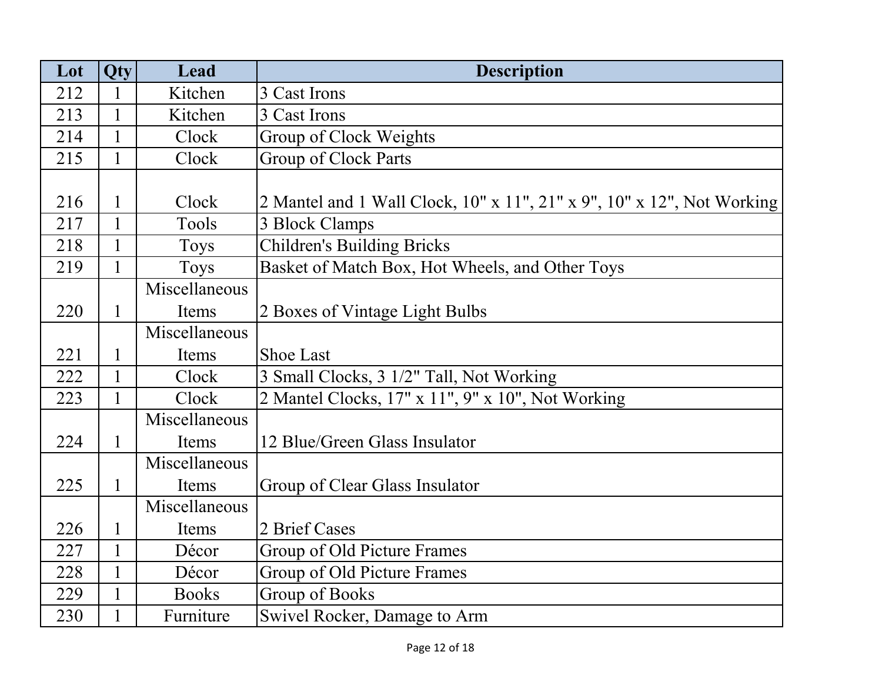| Lot | Qty | Lead | Description |
|---|---|---|---|
| 212 | 1 | Kitchen | 3 Cast Irons |
| 213 | 1 | Kitchen | 3 Cast Irons |
| 214 | 1 | Clock | Group of Clock Weights |
| 215 | 1 | Clock | Group of Clock Parts |
| 216 | 1 | Clock | 2 Mantel and 1 Wall Clock, 10" x 11", 21" x 9", 10" x 12", Not Working |
| 217 | 1 | Tools | 3 Block Clamps |
| 218 | 1 | Toys | Children's Building Bricks |
| 219 | 1 | Toys | Basket of Match Box, Hot Wheels, and Other Toys |
| 220 | 1 | Miscellaneous Items | 2 Boxes of Vintage Light Bulbs |
| 221 | 1 | Miscellaneous Items | Shoe Last |
| 222 | 1 | Clock | 3 Small Clocks, 3 1/2" Tall, Not Working |
| 223 | 1 | Clock | 2 Mantel Clocks, 17" x 11", 9" x 10", Not Working |
| 224 | 1 | Miscellaneous Items | 12 Blue/Green Glass Insulator |
| 225 | 1 | Miscellaneous Items | Group of Clear Glass Insulator |
| 226 | 1 | Miscellaneous Items | 2 Brief Cases |
| 227 | 1 | Décor | Group of Old Picture Frames |
| 228 | 1 | Décor | Group of Old Picture Frames |
| 229 | 1 | Books | Group of Books |
| 230 | 1 | Furniture | Swivel Rocker, Damage to Arm |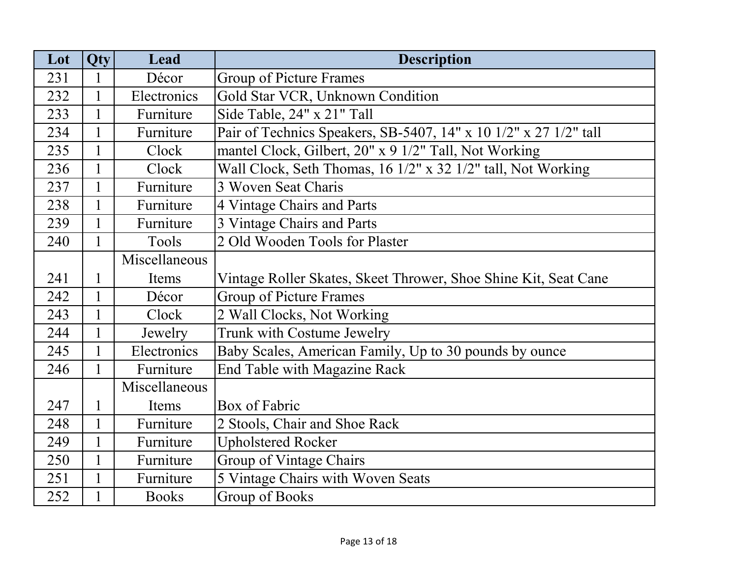| Lot | Qty | Lead | Description |
|---|---|---|---|
| 231 | 1 | Décor | Group of Picture Frames |
| 232 | 1 | Electronics | Gold Star VCR, Unknown Condition |
| 233 | 1 | Furniture | Side Table, 24" x 21" Tall |
| 234 | 1 | Furniture | Pair of Technics Speakers, SB-5407, 14" x 10 1/2" x 27 1/2" tall |
| 235 | 1 | Clock | mantel Clock, Gilbert, 20" x 9 1/2" Tall, Not Working |
| 236 | 1 | Clock | Wall Clock, Seth Thomas, 16 1/2" x 32 1/2" tall, Not Working |
| 237 | 1 | Furniture | 3 Woven Seat Charis |
| 238 | 1 | Furniture | 4 Vintage Chairs and Parts |
| 239 | 1 | Furniture | 3 Vintage Chairs and Parts |
| 240 | 1 | Tools | 2 Old Wooden Tools for Plaster |
| 241 | 1 | Miscellaneous Items | Vintage Roller Skates, Skeet Thrower, Shoe Shine Kit, Seat Cane |
| 242 | 1 | Décor | Group of Picture Frames |
| 243 | 1 | Clock | 2 Wall Clocks, Not Working |
| 244 | 1 | Jewelry | Trunk with Costume Jewelry |
| 245 | 1 | Electronics | Baby Scales, American Family, Up to 30 pounds by ounce |
| 246 | 1 | Furniture | End Table with Magazine Rack |
| 247 | 1 | Miscellaneous Items | Box of Fabric |
| 248 | 1 | Furniture | 2 Stools, Chair and Shoe Rack |
| 249 | 1 | Furniture | Upholstered Rocker |
| 250 | 1 | Furniture | Group of Vintage Chairs |
| 251 | 1 | Furniture | 5 Vintage Chairs with Woven Seats |
| 252 | 1 | Books | Group of Books |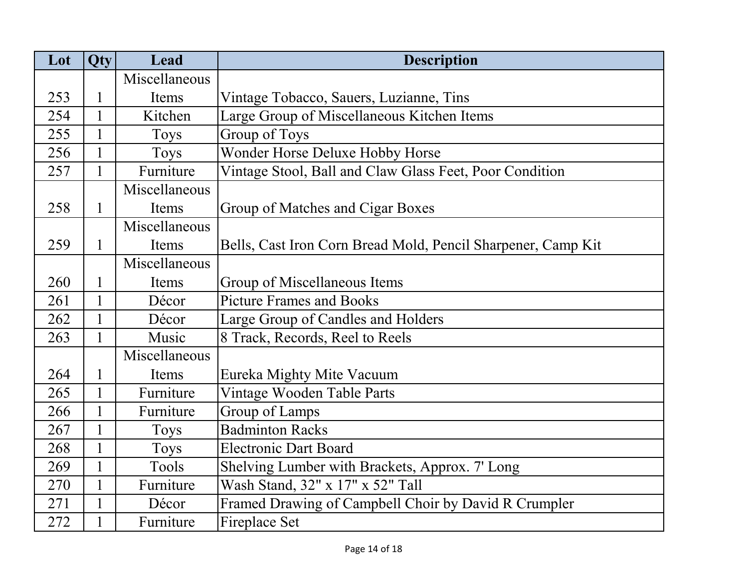| Lot | Qty | Lead | Description |
| --- | --- | --- | --- |
| 253 | 1 | Miscellaneous Items | Vintage Tobacco, Sauers, Luzianne, Tins |
| 254 | 1 | Kitchen | Large Group of Miscellaneous Kitchen Items |
| 255 | 1 | Toys | Group of Toys |
| 256 | 1 | Toys | Wonder Horse Deluxe Hobby Horse |
| 257 | 1 | Furniture | Vintage Stool, Ball and Claw Glass Feet, Poor Condition |
| 258 | 1 | Miscellaneous Items | Group of Matches and Cigar Boxes |
| 259 | 1 | Miscellaneous Items | Bells, Cast Iron Corn Bread Mold, Pencil Sharpener, Camp Kit |
| 260 | 1 | Miscellaneous Items | Group of Miscellaneous Items |
| 261 | 1 | Décor | Picture Frames and Books |
| 262 | 1 | Décor | Large Group of Candles and Holders |
| 263 | 1 | Music | 8 Track, Records, Reel to Reels |
| 264 | 1 | Miscellaneous Items | Eureka Mighty Mite Vacuum |
| 265 | 1 | Furniture | Vintage Wooden Table Parts |
| 266 | 1 | Furniture | Group of Lamps |
| 267 | 1 | Toys | Badminton Racks |
| 268 | 1 | Toys | Electronic Dart Board |
| 269 | 1 | Tools | Shelving Lumber with Brackets, Approx. 7' Long |
| 270 | 1 | Furniture | Wash Stand, 32" x 17" x 52" Tall |
| 271 | 1 | Décor | Framed Drawing of Campbell Choir by David R Crumpler |
| 272 | 1 | Furniture | Fireplace Set |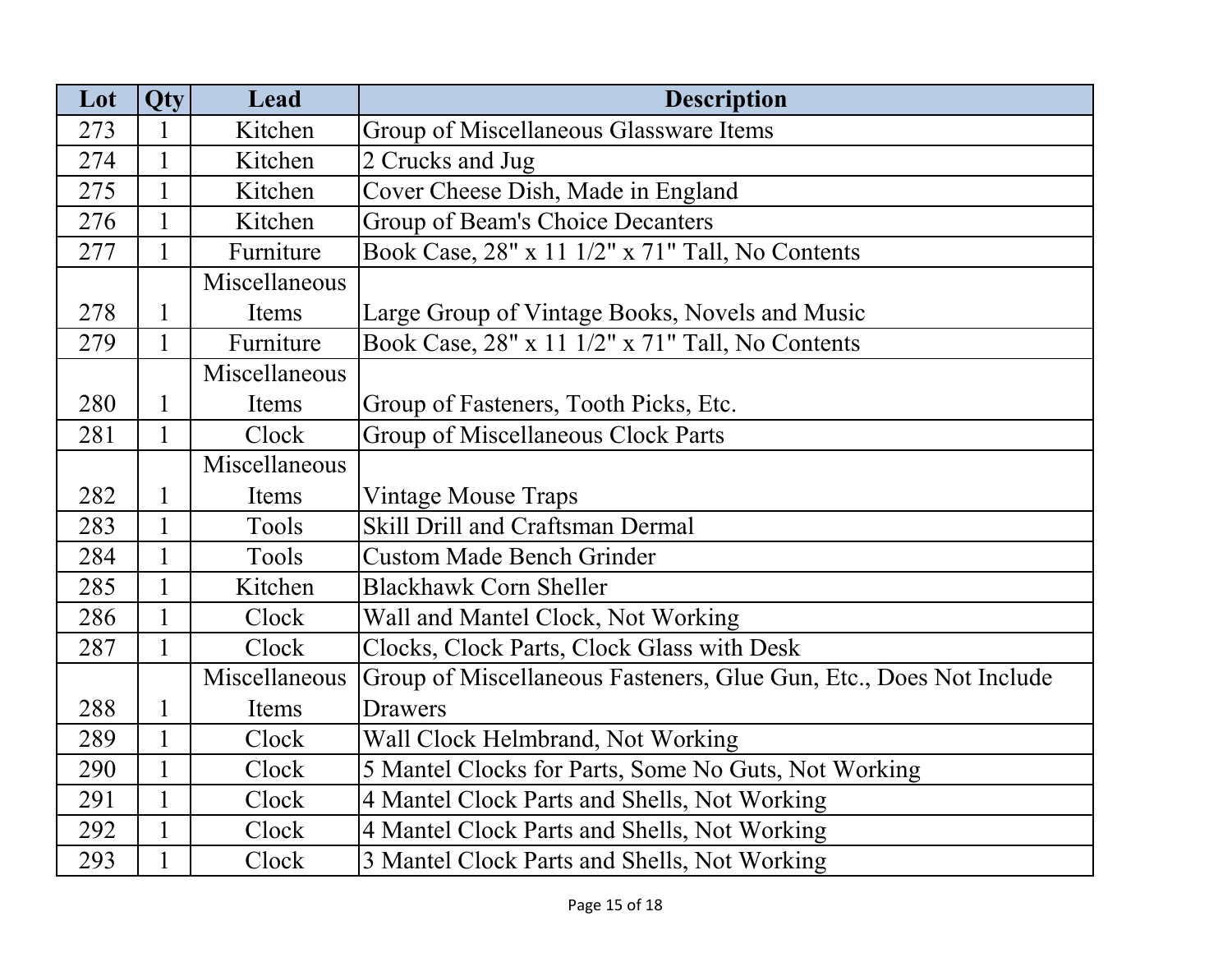| Lot | Qty | Lead | Description |
|---|---|---|---|
| 273 | 1 | Kitchen | Group of Miscellaneous Glassware Items |
| 274 | 1 | Kitchen | 2 Crucks and Jug |
| 275 | 1 | Kitchen | Cover Cheese Dish, Made in England |
| 276 | 1 | Kitchen | Group of Beam's Choice Decanters |
| 277 | 1 | Furniture | Book Case, 28" x 11 1/2" x 71" Tall, No Contents |
| 278 | 1 | Miscellaneous Items | Large Group of Vintage Books, Novels and Music |
| 279 | 1 | Furniture | Book Case, 28" x 11 1/2" x 71" Tall, No Contents |
| 280 | 1 | Miscellaneous Items | Group of Fasteners, Tooth Picks, Etc. |
| 281 | 1 | Clock | Group of Miscellaneous Clock Parts |
| 282 | 1 | Miscellaneous Items | Vintage Mouse Traps |
| 283 | 1 | Tools | Skill Drill and Craftsman Dermal |
| 284 | 1 | Tools | Custom Made Bench Grinder |
| 285 | 1 | Kitchen | Blackhawk Corn Sheller |
| 286 | 1 | Clock | Wall and Mantel Clock, Not Working |
| 287 | 1 | Clock | Clocks, Clock Parts, Clock Glass with Desk |
| 288 | 1 | Miscellaneous Items | Group of Miscellaneous Fasteners, Glue Gun, Etc., Does Not Include Drawers |
| 289 | 1 | Clock | Wall Clock Helmbrand, Not Working |
| 290 | 1 | Clock | 5 Mantel Clocks for Parts, Some No Guts, Not Working |
| 291 | 1 | Clock | 4 Mantel Clock Parts and Shells, Not Working |
| 292 | 1 | Clock | 4 Mantel Clock Parts and Shells, Not Working |
| 293 | 1 | Clock | 3 Mantel Clock Parts and Shells, Not Working |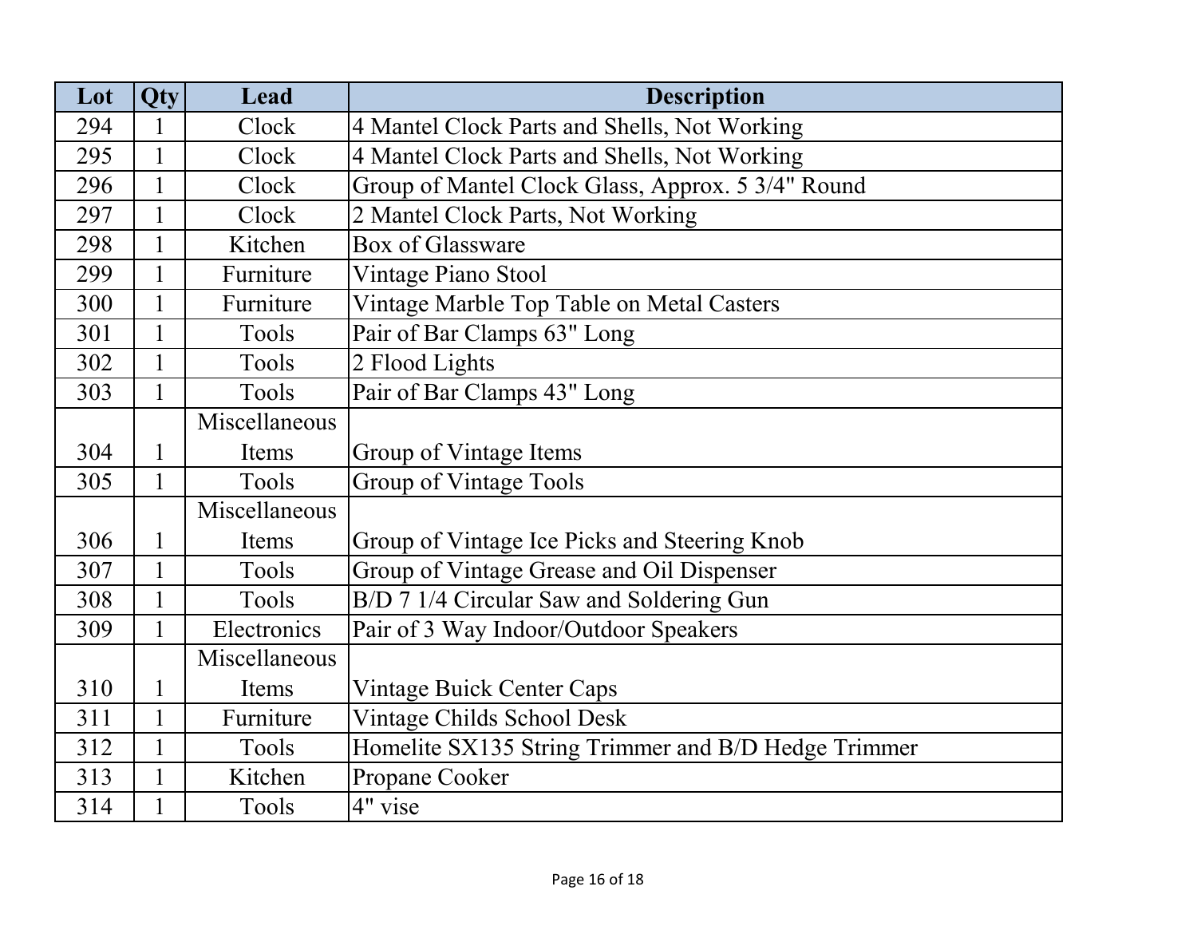| Lot | Qty | Lead | Description |
|---|---|---|---|
| 294 | 1 | Clock | 4 Mantel Clock Parts and Shells, Not Working |
| 295 | 1 | Clock | 4 Mantel Clock Parts and Shells, Not Working |
| 296 | 1 | Clock | Group of Mantel Clock Glass, Approx. 5 3/4" Round |
| 297 | 1 | Clock | 2 Mantel Clock Parts, Not Working |
| 298 | 1 | Kitchen | Box of Glassware |
| 299 | 1 | Furniture | Vintage Piano Stool |
| 300 | 1 | Furniture | Vintage Marble Top Table on Metal Casters |
| 301 | 1 | Tools | Pair of Bar Clamps 63" Long |
| 302 | 1 | Tools | 2 Flood Lights |
| 303 | 1 | Tools | Pair of Bar Clamps 43" Long |
| 304 | 1 | Miscellaneous Items | Group of Vintage Items |
| 305 | 1 | Tools | Group of Vintage Tools |
| 306 | 1 | Miscellaneous Items | Group of Vintage Ice Picks and Steering Knob |
| 307 | 1 | Tools | Group of Vintage Grease and Oil Dispenser |
| 308 | 1 | Tools | B/D 7 1/4 Circular Saw and Soldering Gun |
| 309 | 1 | Electronics | Pair of 3 Way Indoor/Outdoor Speakers |
| 310 | 1 | Miscellaneous Items | Vintage Buick Center Caps |
| 311 | 1 | Furniture | Vintage Childs School Desk |
| 312 | 1 | Tools | Homelite SX135 String Trimmer and B/D Hedge Trimmer |
| 313 | 1 | Kitchen | Propane Cooker |
| 314 | 1 | Tools | 4" vise |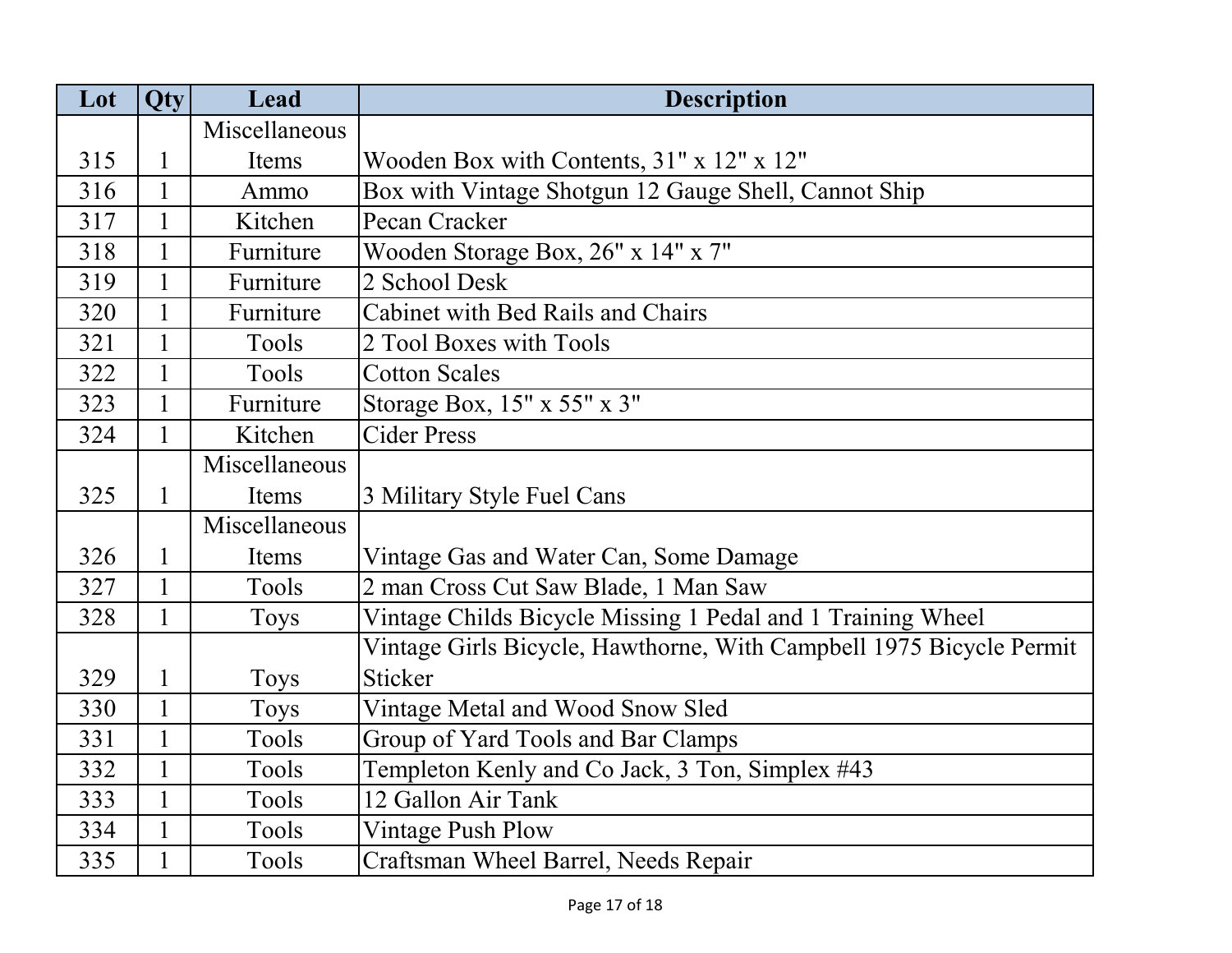| Lot | Qty | Lead | Description |
|---|---|---|---|
| 315 | 1 | Miscellaneous Items | Wooden Box with Contents, 31" x 12" x 12" |
| 316 | 1 | Ammo | Box with Vintage Shotgun 12 Gauge Shell, Cannot Ship |
| 317 | 1 | Kitchen | Pecan Cracker |
| 318 | 1 | Furniture | Wooden Storage Box, 26" x 14" x 7" |
| 319 | 1 | Furniture | 2 School Desk |
| 320 | 1 | Furniture | Cabinet with Bed Rails and Chairs |
| 321 | 1 | Tools | 2 Tool Boxes with Tools |
| 322 | 1 | Tools | Cotton Scales |
| 323 | 1 | Furniture | Storage Box, 15" x 55" x 3" |
| 324 | 1 | Kitchen | Cider Press |
| 325 | 1 | Miscellaneous Items | 3 Military Style Fuel Cans |
| 326 | 1 | Miscellaneous Items | Vintage Gas and Water Can, Some Damage |
| 327 | 1 | Tools | 2 man Cross Cut Saw Blade, 1 Man Saw |
| 328 | 1 | Toys | Vintage Childs Bicycle Missing 1 Pedal and 1 Training Wheel |
| 329 | 1 | Toys | Vintage Girls Bicycle, Hawthorne, With Campbell 1975 Bicycle Permit Sticker |
| 330 | 1 | Toys | Vintage Metal and Wood Snow Sled |
| 331 | 1 | Tools | Group of Yard Tools and Bar Clamps |
| 332 | 1 | Tools | Templeton Kenly and Co Jack, 3 Ton, Simplex #43 |
| 333 | 1 | Tools | 12 Gallon Air Tank |
| 334 | 1 | Tools | Vintage Push Plow |
| 335 | 1 | Tools | Craftsman Wheel Barrel, Needs Repair |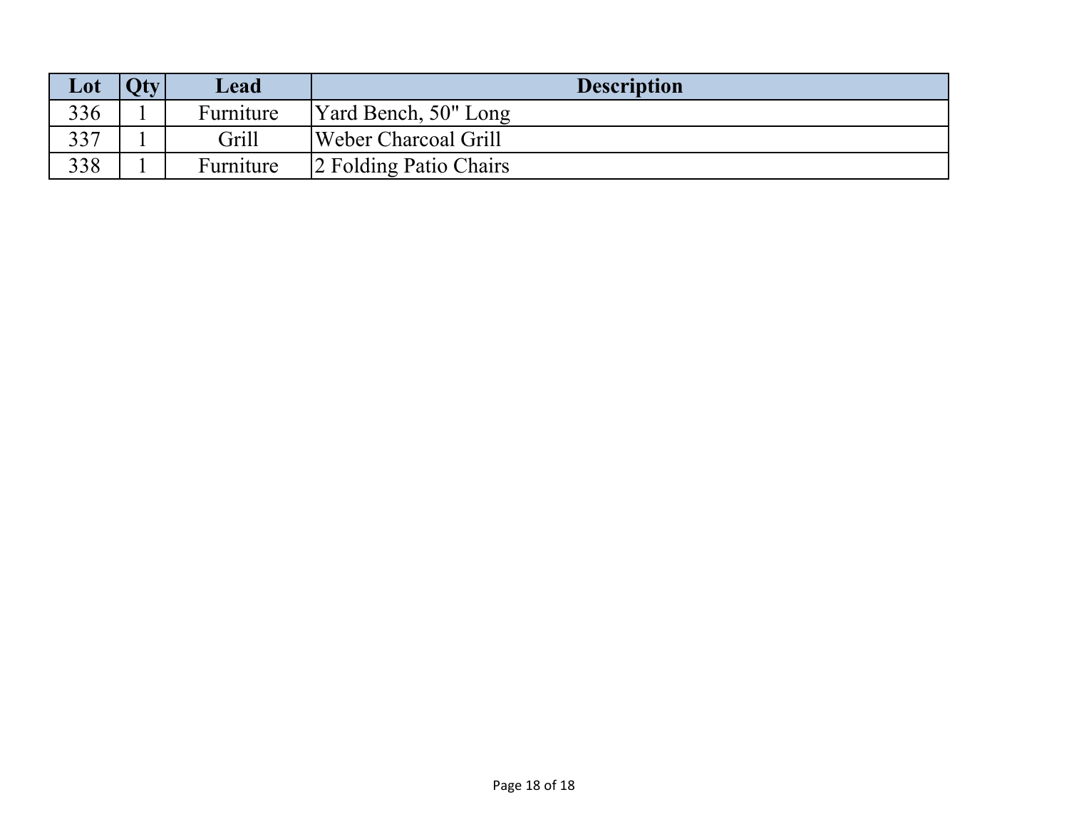| Lot | Qty | Lead | Description |
|---|---|---|---|
| 336 | 1 | Furniture | Yard Bench, 50" Long |
| 337 | 1 | Grill | Weber Charcoal Grill |
| 338 | 1 | Furniture | 2 Folding Patio Chairs |